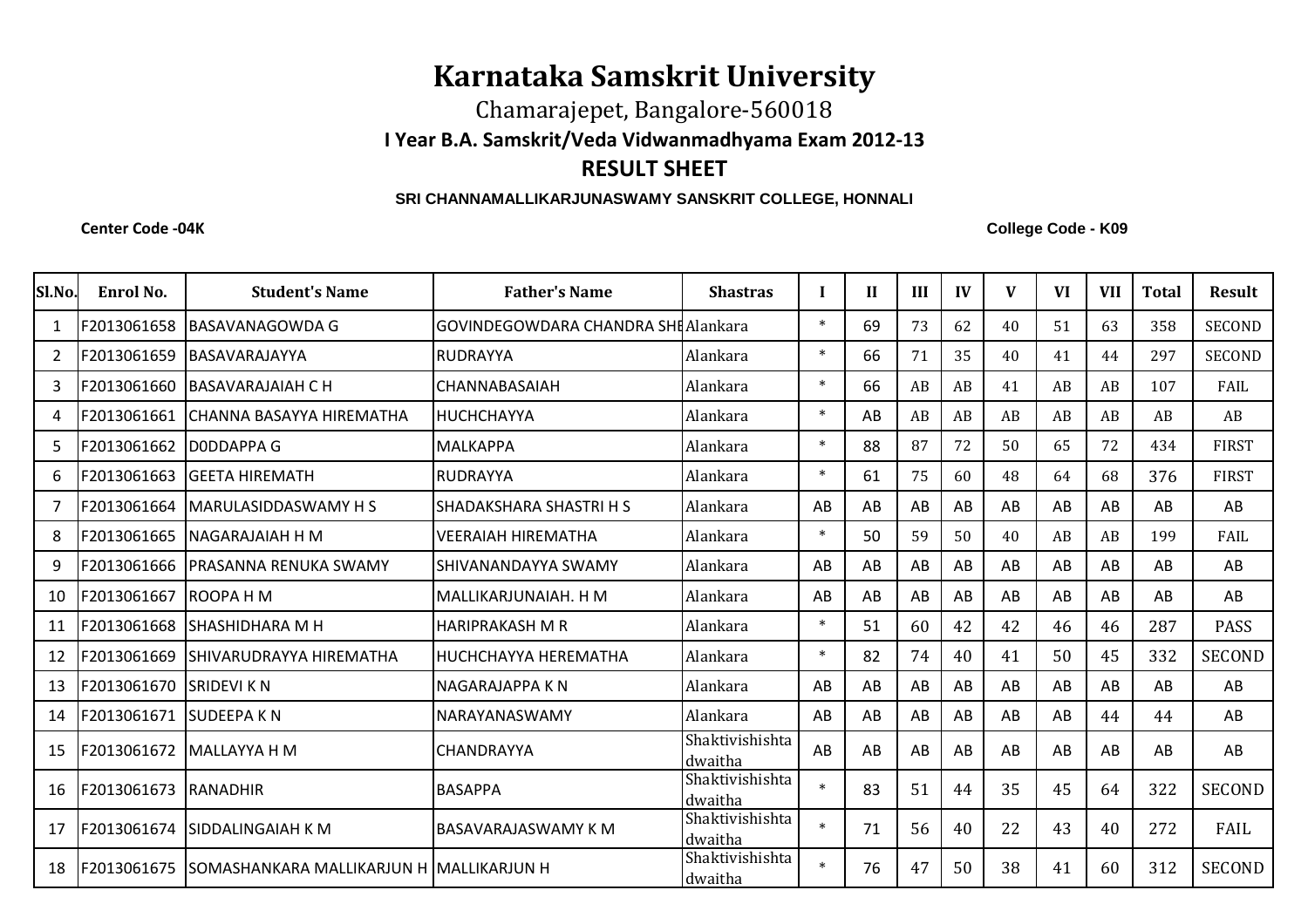# Karnataka Samskrit University

Chamarajepet, Bangalore-560018

**I Year B.A. Samskrit/Veda Vidwanmadhyama Exam 2012-13**

## RESULT SHEET

**SRI CHANNAMALLIKARJUNASWAMY SANSKRIT COLLEGE, HONNALI**

**Center Code -04K** **College Code - K09**

| Sl.No. | Enrol No. | Student's Name | Father's Name | Shastras | I | II | III | IV | V | VI | VII | Total | Result |
|---|---|---|---|---|---|---|---|---|---|---|---|---|---|
| 1 | F2013061658 | BASAVANAGOWDA G | GOVINDEGOWDARA CHANDRA SHE | Alankara | * | 69 | 73 | 62 | 40 | 51 | 63 | 358 | SECOND |
| 2 | F2013061659 | BASAVARAJAYYA | RUDRAYYA | Alankara | * | 66 | 71 | 35 | 40 | 41 | 44 | 297 | SECOND |
| 3 | F2013061660 | BASAVARAJAIAH C H | CHANNABASAIAH | Alankara | * | 66 | AB | AB | 41 | AB | AB | 107 | FAIL |
| 4 | F2013061661 | CHANNA BASAYYA HIREMATHA | HUCHCHAYYA | Alankara | * | AB | AB | AB | AB | AB | AB | AB | AB |
| 5 | F2013061662 | D0DDAPPA G | MALKAPPA | Alankara | * | 88 | 87 | 72 | 50 | 65 | 72 | 434 | FIRST |
| 6 | F2013061663 | GEETA HIREMATH | RUDRAYYA | Alankara | * | 61 | 75 | 60 | 48 | 64 | 68 | 376 | FIRST |
| 7 | F2013061664 | MARULASIDDASWAMY H S | SHADAKSHARA SHASTRI H S | Alankara | AB | AB | AB | AB | AB | AB | AB | AB | AB |
| 8 | F2013061665 | NAGARAJAIAH H M | VEERAIAH HIREMATHA | Alankara | * | 50 | 59 | 50 | 40 | AB | AB | 199 | FAIL |
| 9 | F2013061666 | PRASANNA RENUKA SWAMY | SHIVANANDAYYA SWAMY | Alankara | AB | AB | AB | AB | AB | AB | AB | AB | AB |
| 10 | F2013061667 | ROOPA H M | MALLIKARJUNAIAH. H M | Alankara | AB | AB | AB | AB | AB | AB | AB | AB | AB |
| 11 | F2013061668 | SHASHIDHARA M H | HARIPRAKASH M R | Alankara | * | 51 | 60 | 42 | 42 | 46 | 46 | 287 | PASS |
| 12 | F2013061669 | SHIVARUDRAYYA HIREMATHA | HUCHCHAYYA HEREMATHA | Alankara | * | 82 | 74 | 40 | 41 | 50 | 45 | 332 | SECOND |
| 13 | F2013061670 | SRIDEVI K N | NAGARAJAPPA K N | Alankara | AB | AB | AB | AB | AB | AB | AB | AB | AB |
| 14 | F2013061671 | SUDEEPA K N | NARAYANASWAMY | Alankara | AB | AB | AB | AB | AB | AB | 44 | 44 | AB |
| 15 | F2013061672 | MALLAYYA H M | CHANDRAYYA | Shaktivishishta dwaitha | AB | AB | AB | AB | AB | AB | AB | AB | AB |
| 16 | F2013061673 | RANADHIR | BASAPPA | Shaktivishishta dwaitha | * | 83 | 51 | 44 | 35 | 45 | 64 | 322 | SECOND |
| 17 | F2013061674 | SIDDALINGAIAH K M | BASAVARAJASWAMY K M | Shaktivishishta dwaitha | * | 71 | 56 | 40 | 22 | 43 | 40 | 272 | FAIL |
| 18 | F2013061675 | SOMASHANKARA MALLIKARJUN H | MALLIKARJUN H | Shaktivishishta dwaitha | * | 76 | 47 | 50 | 38 | 41 | 60 | 312 | SECOND |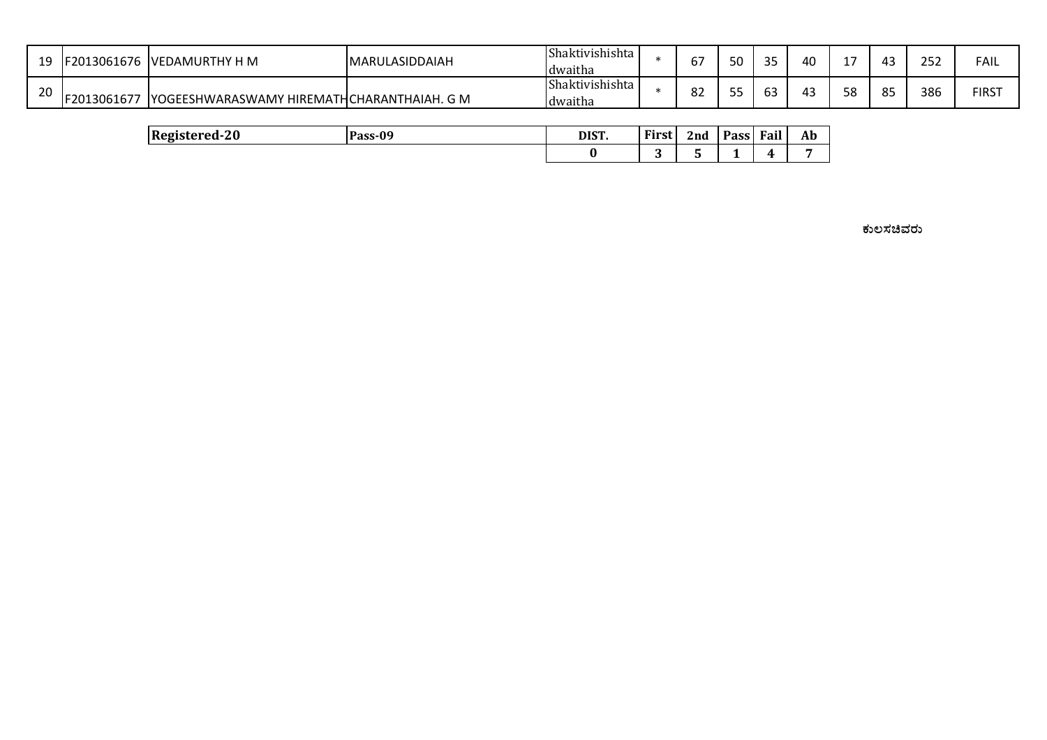| | | | | | | | | | | | | | |
|---|---|---|---|---|---|---|---|---|---|---|---|---|---|
| 19 | F2013061676 | VEDAMURTHY H M | MARULASIDDAIAH | Shaktivishishta dwaitha | * | 67 | 50 | 35 | 40 | 17 | 43 | 252 | FAIL |
| 20 | F2013061677 | YOGEESHWARASWAMY HIREMATH | CHARANTHAIAH. G M | Shaktivishishta dwaitha | * | 82 | 55 | 63 | 43 | 58 | 85 | 386 | FIRST |

| Registered-20 | Pass-09 | DIST. | First | 2nd | Pass | Fail | Ab |
|---|---|---|---|---|---|---|---|
| | | 0 | 3 | 5 | 1 | 4 | 7 |

ಕುಲಸಚಿವರು